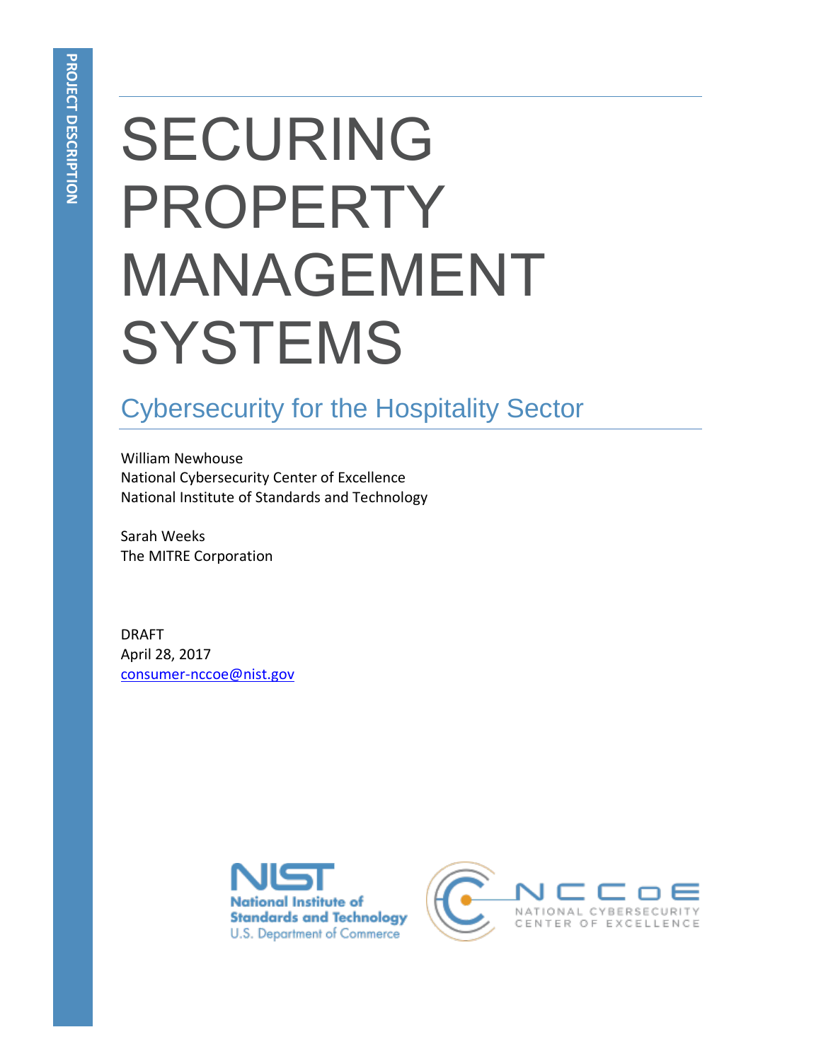PROJECT DESCRIPTION

# SECURING PROPERTY MANAGEMENT SYSTEMS

## Cybersecurity for the Hospitality Sector

William Newhouse
National Cybersecurity Center of Excellence
National Institute of Standards and Technology

Sarah Weeks
The MITRE Corporation

DRAFT
April 28, 2017
consumer-nccoe@nist.gov

NIST National Institute of Standards and Technology U.S. Department of Commerce

NCCoE NATIONAL CYBERSECURITY CENTER OF EXCELLENCE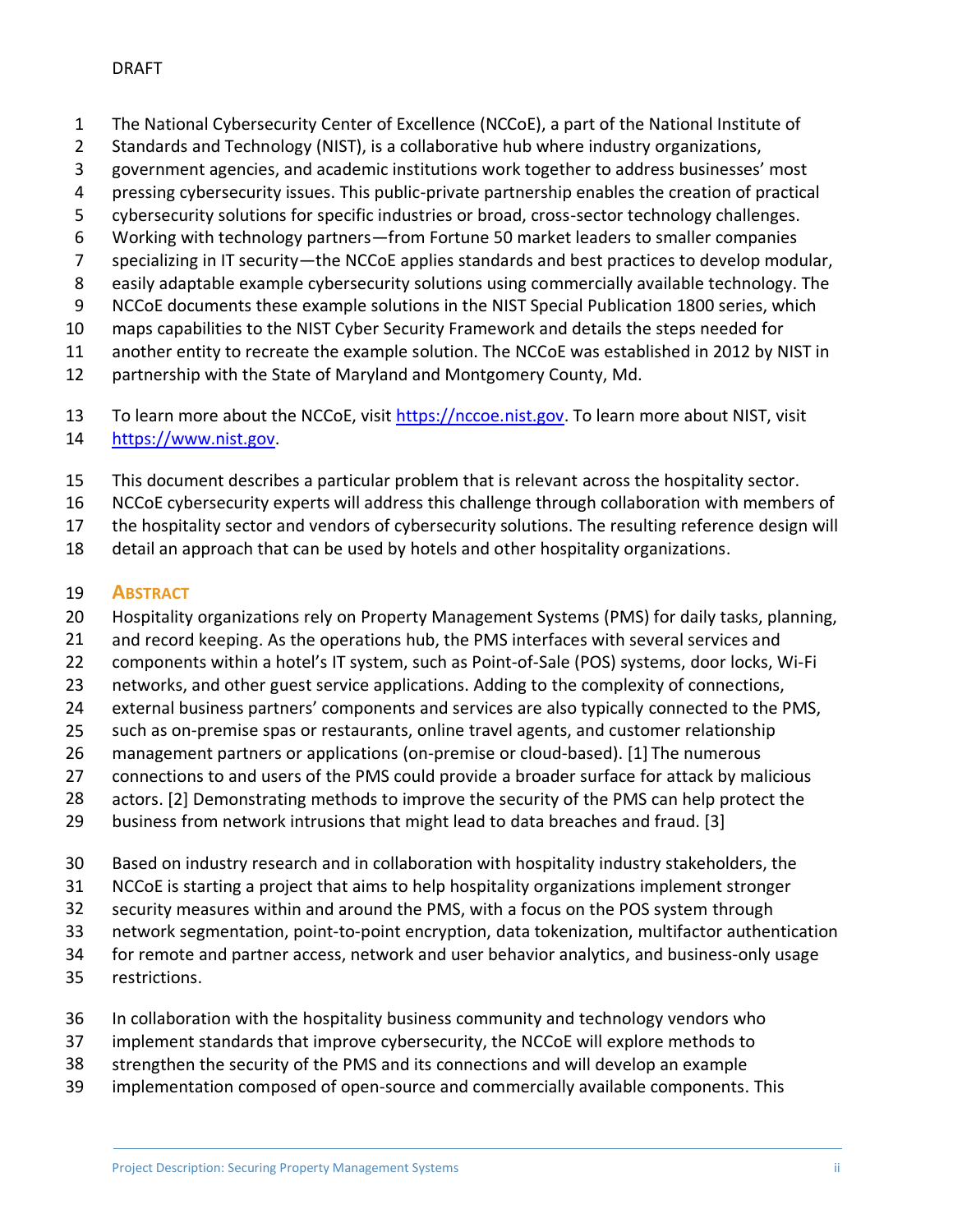The National Cybersecurity Center of Excellence (NCCoE), a part of the National Institute of Standards and Technology (NIST), is a collaborative hub where industry organizations, government agencies, and academic institutions work together to address businesses' most pressing cybersecurity issues. This public-private partnership enables the creation of practical cybersecurity solutions for specific industries or broad, cross-sector technology challenges. Working with technology partners—from Fortune 50 market leaders to smaller companies specializing in IT security—the NCCoE applies standards and best practices to develop modular, easily adaptable example cybersecurity solutions using commercially available technology. The NCCoE documents these example solutions in the NIST Special Publication 1800 series, which maps capabilities to the NIST Cyber Security Framework and details the steps needed for another entity to recreate the example solution. The NCCoE was established in 2012 by NIST in partnership with the State of Maryland and Montgomery County, Md.

To learn more about the NCCoE, visit https://nccoe.nist.gov. To learn more about NIST, visit https://www.nist.gov.

This document describes a particular problem that is relevant across the hospitality sector. NCCoE cybersecurity experts will address this challenge through collaboration with members of the hospitality sector and vendors of cybersecurity solutions. The resulting reference design will detail an approach that can be used by hotels and other hospitality organizations.

## ABSTRACT

Hospitality organizations rely on Property Management Systems (PMS) for daily tasks, planning, and record keeping. As the operations hub, the PMS interfaces with several services and components within a hotel's IT system, such as Point-of-Sale (POS) systems, door locks, Wi-Fi networks, and other guest service applications. Adding to the complexity of connections, external business partners' components and services are also typically connected to the PMS, such as on-premise spas or restaurants, online travel agents, and customer relationship management partners or applications (on-premise or cloud-based). [1] The numerous connections to and users of the PMS could provide a broader surface for attack by malicious actors. [2] Demonstrating methods to improve the security of the PMS can help protect the business from network intrusions that might lead to data breaches and fraud. [3]

Based on industry research and in collaboration with hospitality industry stakeholders, the NCCoE is starting a project that aims to help hospitality organizations implement stronger security measures within and around the PMS, with a focus on the POS system through network segmentation, point-to-point encryption, data tokenization, multifactor authentication for remote and partner access, network and user behavior analytics, and business-only usage restrictions.

In collaboration with the hospitality business community and technology vendors who implement standards that improve cybersecurity, the NCCoE will explore methods to strengthen the security of the PMS and its connections and will develop an example implementation composed of open-source and commercially available components. This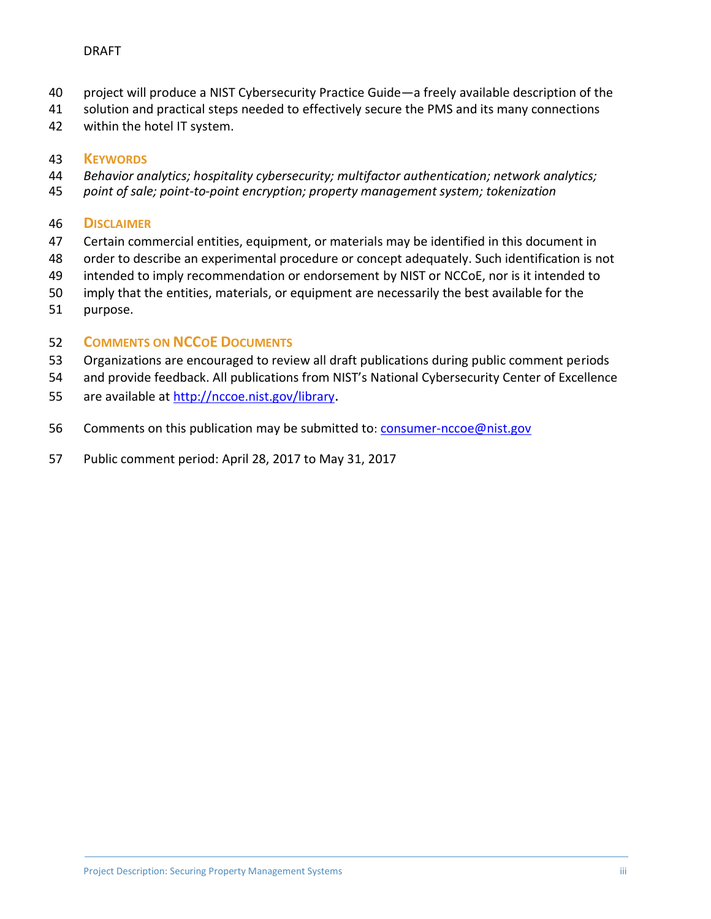project will produce a NIST Cybersecurity Practice Guide—a freely available description of the solution and practical steps needed to effectively secure the PMS and its many connections within the hotel IT system.

## Keywords

*Behavior analytics; hospitality cybersecurity; multifactor authentication; network analytics; point of sale; point-to-point encryption; property management system; tokenization*

## Disclaimer

Certain commercial entities, equipment, or materials may be identified in this document in order to describe an experimental procedure or concept adequately. Such identification is not intended to imply recommendation or endorsement by NIST or NCCoE, nor is it intended to imply that the entities, materials, or equipment are necessarily the best available for the purpose.

## Comments on NCCoE Documents

Organizations are encouraged to review all draft publications during public comment periods and provide feedback. All publications from NIST's National Cybersecurity Center of Excellence are available at [http://nccoe.nist.gov/library](http://nccoe.nist.gov/library).

Comments on this publication may be submitted to: [consumer-nccoe@nist.gov](mailto:consumer-nccoe@nist.gov)

Public comment period: April 28, 2017 to May 31, 2017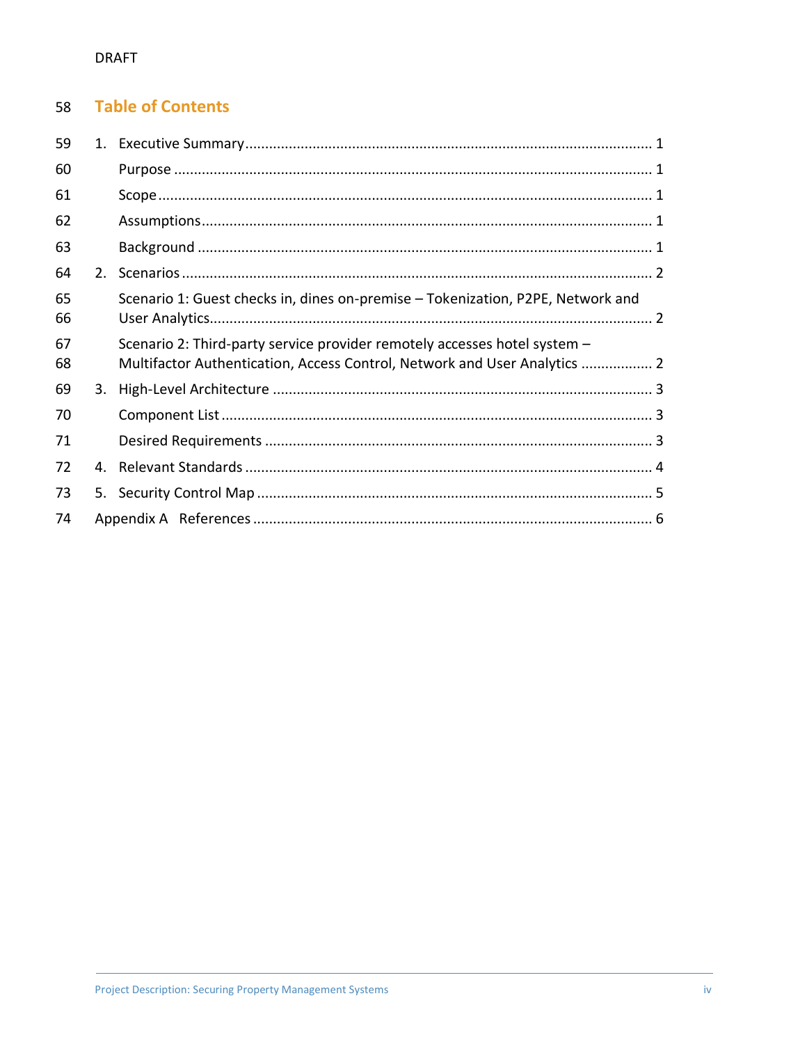DRAFT

# Table of Contents

1. Executive Summary ..................................................................................................... 1
   - Purpose ..................................................................................................................... 1
   - Scope ......................................................................................................................... 1
   - Assumptions ............................................................................................................... 1
   - Background ................................................................................................................ 1
2. Scenarios ..................................................................................................................... 2
   - Scenario 1: Guest checks in, dines on-premise – Tokenization, P2PE, Network and User Analytics ............................................................................................................... 2
   - Scenario 2: Third-party service provider remotely accesses hotel system – Multifactor Authentication, Access Control, Network and User Analytics .................. 2
3. High-Level Architecture ............................................................................................... 3
   - Component List ........................................................................................................... 3
   - Desired Requirements ................................................................................................. 3
4. Relevant Standards ...................................................................................................... 4
5. Security Control Map ................................................................................................... 5

Appendix A References .................................................................................................... 6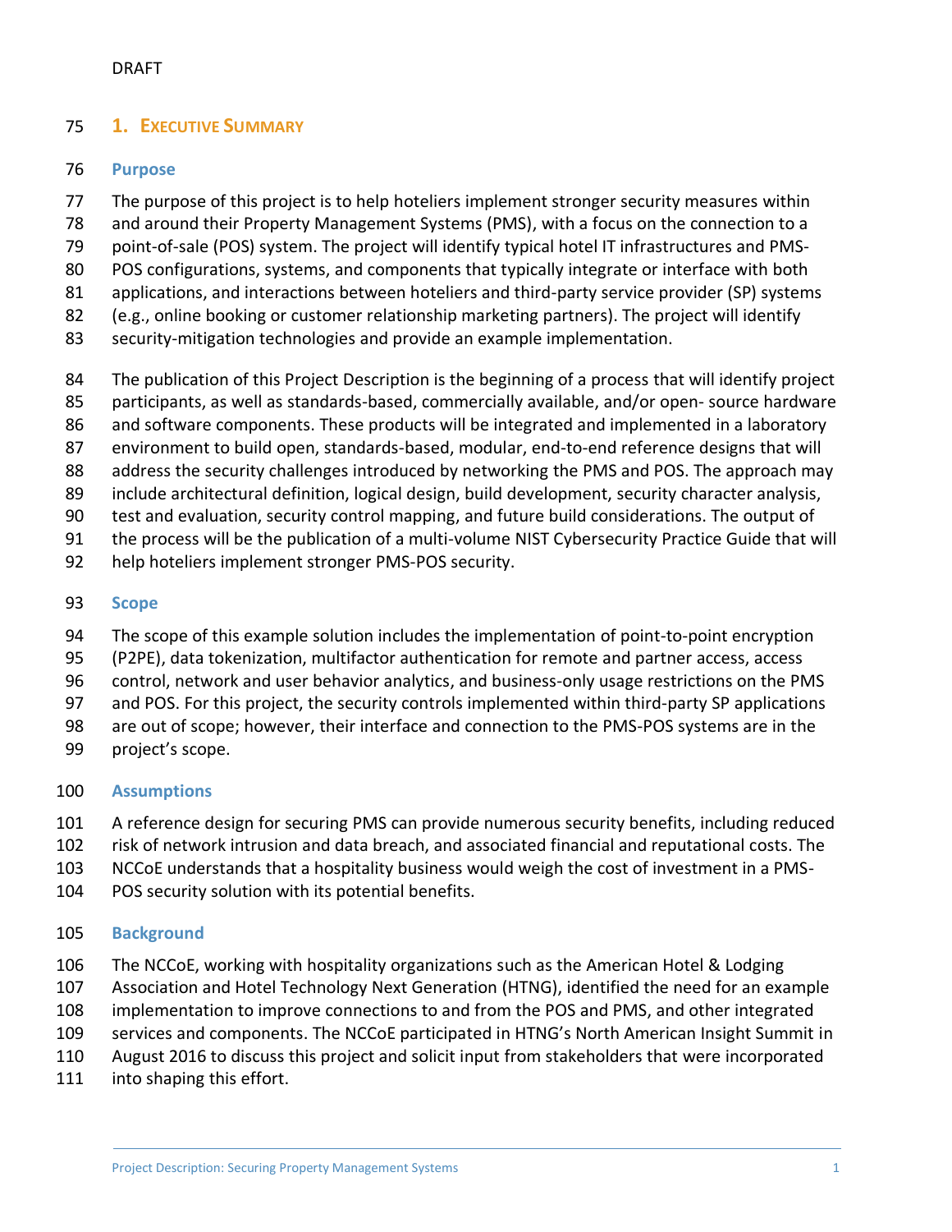## 1. Executive Summary

### Purpose

The purpose of this project is to help hoteliers implement stronger security measures within and around their Property Management Systems (PMS), with a focus on the connection to a point-of-sale (POS) system. The project will identify typical hotel IT infrastructures and PMS-POS configurations, systems, and components that typically integrate or interface with both applications, and interactions between hoteliers and third-party service provider (SP) systems (e.g., online booking or customer relationship marketing partners). The project will identify security-mitigation technologies and provide an example implementation.

The publication of this Project Description is the beginning of a process that will identify project participants, as well as standards-based, commercially available, and/or open- source hardware and software components. These products will be integrated and implemented in a laboratory environment to build open, standards-based, modular, end-to-end reference designs that will address the security challenges introduced by networking the PMS and POS. The approach may include architectural definition, logical design, build development, security character analysis, test and evaluation, security control mapping, and future build considerations. The output of the process will be the publication of a multi-volume NIST Cybersecurity Practice Guide that will help hoteliers implement stronger PMS-POS security.

### Scope

The scope of this example solution includes the implementation of point-to-point encryption (P2PE), data tokenization, multifactor authentication for remote and partner access, access control, network and user behavior analytics, and business-only usage restrictions on the PMS and POS. For this project, the security controls implemented within third-party SP applications are out of scope; however, their interface and connection to the PMS-POS systems are in the project's scope.

### Assumptions

A reference design for securing PMS can provide numerous security benefits, including reduced risk of network intrusion and data breach, and associated financial and reputational costs. The NCCoE understands that a hospitality business would weigh the cost of investment in a PMS-POS security solution with its potential benefits.

### Background

The NCCoE, working with hospitality organizations such as the American Hotel & Lodging Association and Hotel Technology Next Generation (HTNG), identified the need for an example implementation to improve connections to and from the POS and PMS, and other integrated services and components. The NCCoE participated in HTNG's North American Insight Summit in August 2016 to discuss this project and solicit input from stakeholders that were incorporated into shaping this effort.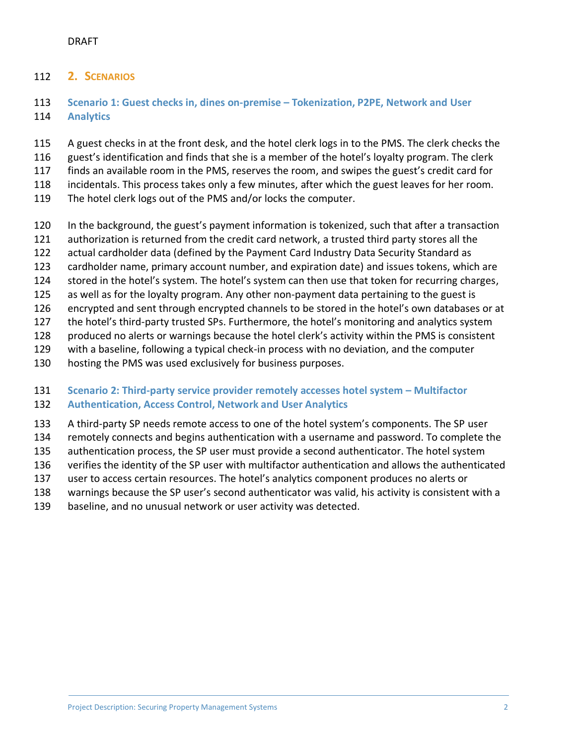## 2. Scenarios

### Scenario 1: Guest checks in, dines on-premise – Tokenization, P2PE, Network and User Analytics

A guest checks in at the front desk, and the hotel clerk logs in to the PMS. The clerk checks the guest's identification and finds that she is a member of the hotel's loyalty program. The clerk finds an available room in the PMS, reserves the room, and swipes the guest's credit card for incidentals. This process takes only a few minutes, after which the guest leaves for her room. The hotel clerk logs out of the PMS and/or locks the computer.

In the background, the guest's payment information is tokenized, such that after a transaction authorization is returned from the credit card network, a trusted third party stores all the actual cardholder data (defined by the Payment Card Industry Data Security Standard as cardholder name, primary account number, and expiration date) and issues tokens, which are stored in the hotel's system. The hotel's system can then use that token for recurring charges, as well as for the loyalty program. Any other non-payment data pertaining to the guest is encrypted and sent through encrypted channels to be stored in the hotel's own databases or at the hotel's third-party trusted SPs. Furthermore, the hotel's monitoring and analytics system produced no alerts or warnings because the hotel clerk's activity within the PMS is consistent with a baseline, following a typical check-in process with no deviation, and the computer hosting the PMS was used exclusively for business purposes.

### Scenario 2: Third-party service provider remotely accesses hotel system – Multifactor Authentication, Access Control, Network and User Analytics

A third-party SP needs remote access to one of the hotel system's components. The SP user remotely connects and begins authentication with a username and password. To complete the authentication process, the SP user must provide a second authenticator. The hotel system verifies the identity of the SP user with multifactor authentication and allows the authenticated user to access certain resources. The hotel's analytics component produces no alerts or warnings because the SP user's second authenticator was valid, his activity is consistent with a baseline, and no unusual network or user activity was detected.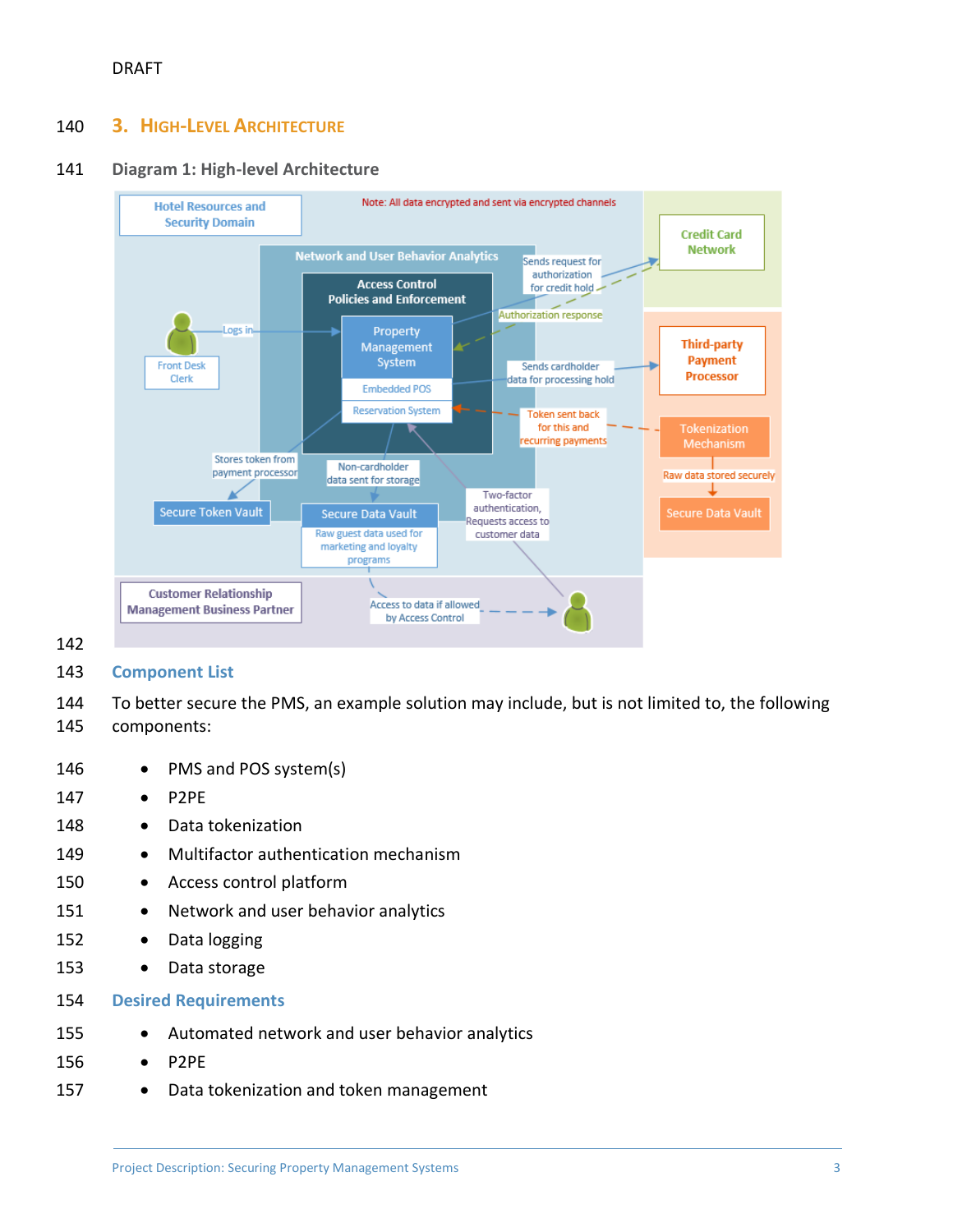DRAFT

## 3. High-Level Architecture

**Diagram 1: High-level Architecture**

### Component List

To better secure the PMS, an example solution may include, but is not limited to, the following components:

- PMS and POS system(s)
- P2PE
- Data tokenization
- Multifactor authentication mechanism
- Access control platform
- Network and user behavior analytics
- Data logging
- Data storage

### Desired Requirements

- Automated network and user behavior analytics
- P2PE
- Data tokenization and token management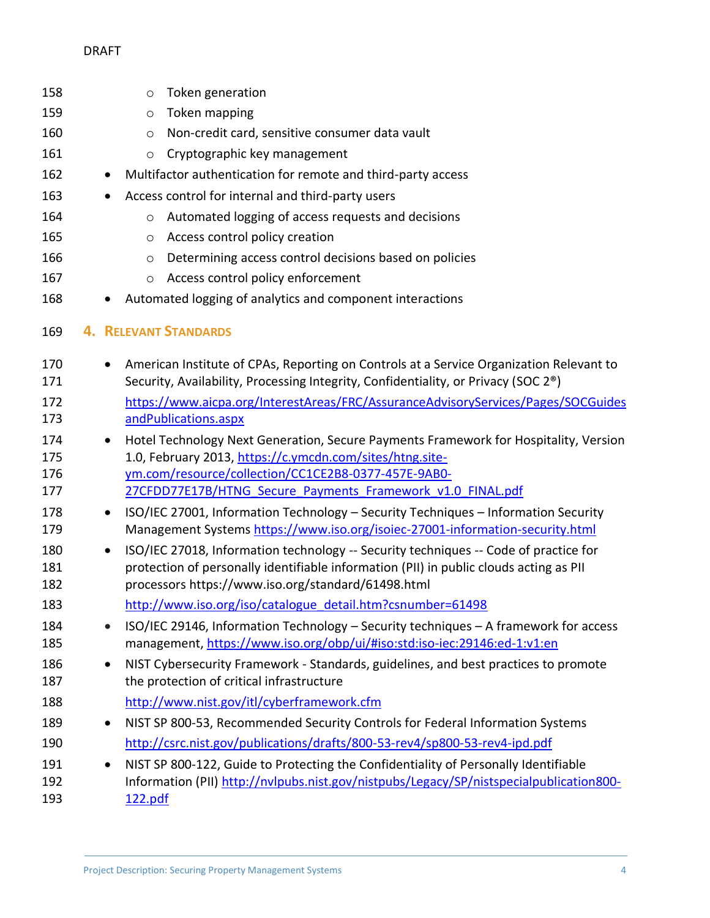- Token generation
  - Token mapping
  - Non-credit card, sensitive consumer data vault
  - Cryptographic key management
- Multifactor authentication for remote and third-party access
- Access control for internal and third-party users
  - Automated logging of access requests and decisions
  - Access control policy creation
  - Determining access control decisions based on policies
  - Access control policy enforcement
- Automated logging of analytics and component interactions

## 4. Relevant Standards

- American Institute of CPAs, Reporting on Controls at a Service Organization Relevant to Security, Availability, Processing Integrity, Confidentiality, or Privacy (SOC 2®)

  https://www.aicpa.org/InterestAreas/FRC/AssuranceAdvisoryServices/Pages/SOCGuidesandPublications.aspx
- Hotel Technology Next Generation, Secure Payments Framework for Hospitality, Version 1.0, February 2013, https://c.ymcdn.com/sites/htng.site-ym.com/resource/collection/CC1CE2B8-0377-457E-9AB0-27CFDD77E17B/HTNG_Secure_Payments_Framework_v1.0_FINAL.pdf
- ISO/IEC 27001, Information Technology – Security Techniques – Information Security Management Systems https://www.iso.org/isoiec-27001-information-security.html
- ISO/IEC 27018, Information technology -- Security techniques -- Code of practice for protection of personally identifiable information (PII) in public clouds acting as PII processors https://www.iso.org/standard/61498.html

  http://www.iso.org/iso/catalogue_detail.htm?csnumber=61498
- ISO/IEC 29146, Information Technology – Security techniques – A framework for access management, https://www.iso.org/obp/ui/#iso:std:iso-iec:29146:ed-1:v1:en
- NIST Cybersecurity Framework - Standards, guidelines, and best practices to promote the protection of critical infrastructure

  http://www.nist.gov/itl/cyberframework.cfm
- NIST SP 800-53, Recommended Security Controls for Federal Information Systems

  http://csrc.nist.gov/publications/drafts/800-53-rev4/sp800-53-rev4-ipd.pdf
- NIST SP 800-122, Guide to Protecting the Confidentiality of Personally Identifiable Information (PII) http://nvlpubs.nist.gov/nistpubs/Legacy/SP/nistspecialpublication800-122.pdf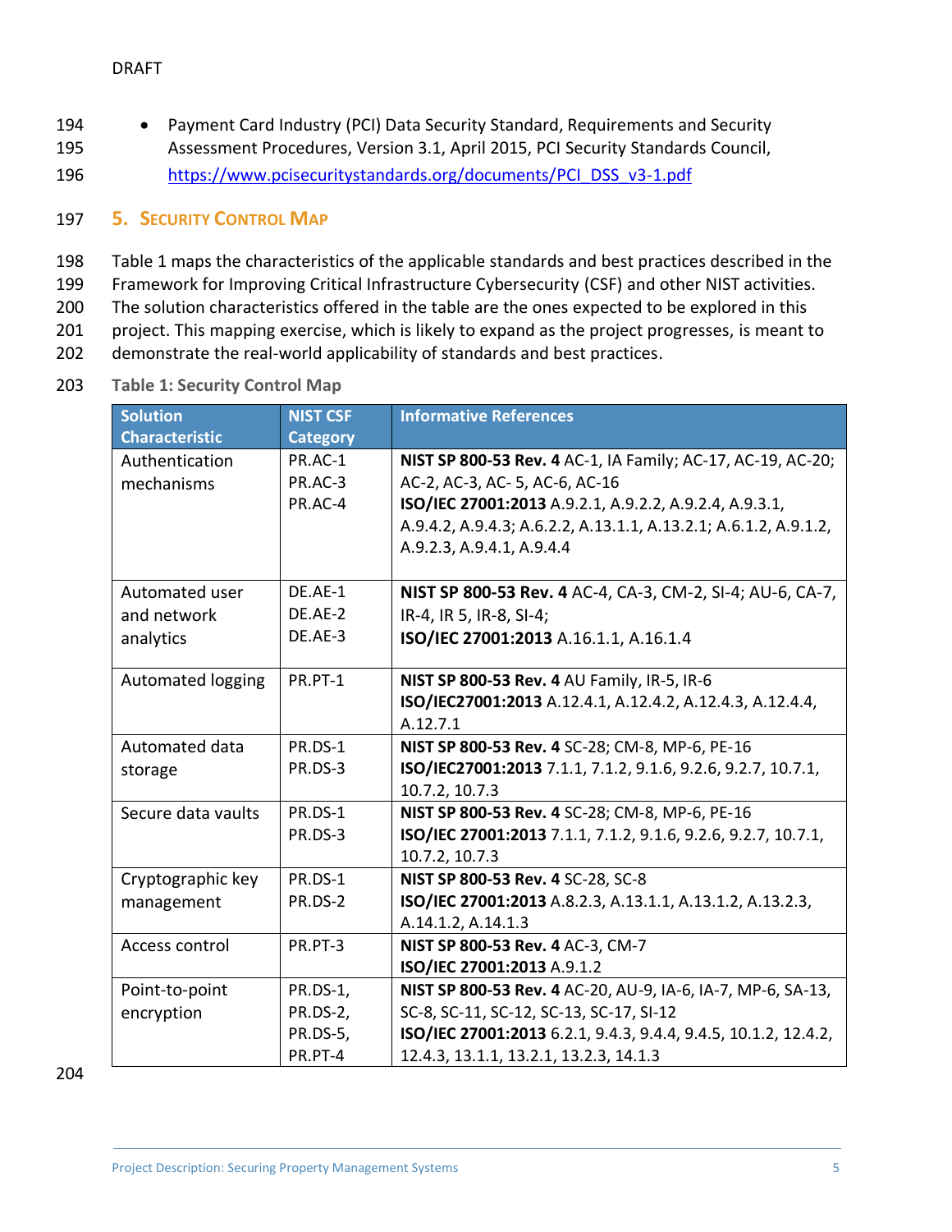- Payment Card Industry (PCI) Data Security Standard, Requirements and Security Assessment Procedures, Version 3.1, April 2015, PCI Security Standards Council, https://www.pcisecuritystandards.org/documents/PCI_DSS_v3-1.pdf

## 5. Security Control Map

Table 1 maps the characteristics of the applicable standards and best practices described in the Framework for Improving Critical Infrastructure Cybersecurity (CSF) and other NIST activities. The solution characteristics offered in the table are the ones expected to be explored in this project. This mapping exercise, which is likely to expand as the project progresses, is meant to demonstrate the real-world applicability of standards and best practices.

**Table 1: Security Control Map**

| Solution Characteristic | NIST CSF Category | Informative References |
|---|---|---|
| Authentication mechanisms | PR.AC-1<br>PR.AC-3<br>PR.AC-4 | **NIST SP 800-53 Rev. 4** AC-1, IA Family; AC-17, AC-19, AC-20; AC-2, AC-3, AC- 5, AC-6, AC-16<br>**ISO/IEC 27001:2013** A.9.2.1, A.9.2.2, A.9.2.4, A.9.3.1, A.9.4.2, A.9.4.3; A.6.2.2, A.13.1.1, A.13.2.1; A.6.1.2, A.9.1.2, A.9.2.3, A.9.4.1, A.9.4.4 |
| Automated user and network analytics | DE.AE-1<br>DE.AE-2<br>DE.AE-3 | **NIST SP 800-53 Rev. 4** AC-4, CA-3, CM-2, SI-4; AU-6, CA-7, IR-4, IR 5, IR-8, SI-4;<br>**ISO/IEC 27001:2013** A.16.1.1, A.16.1.4 |
| Automated logging | PR.PT-1 | **NIST SP 800-53 Rev. 4** AU Family, IR-5, IR-6<br>**ISO/IEC27001:2013** A.12.4.1, A.12.4.2, A.12.4.3, A.12.4.4, A.12.7.1 |
| Automated data storage | PR.DS-1<br>PR.DS-3 | **NIST SP 800-53 Rev. 4** SC-28; CM-8, MP-6, PE-16<br>**ISO/IEC27001:2013** 7.1.1, 7.1.2, 9.1.6, 9.2.6, 9.2.7, 10.7.1, 10.7.2, 10.7.3 |
| Secure data vaults | PR.DS-1<br>PR.DS-3 | **NIST SP 800-53 Rev. 4** SC-28; CM-8, MP-6, PE-16<br>**ISO/IEC 27001:2013** 7.1.1, 7.1.2, 9.1.6, 9.2.6, 9.2.7, 10.7.1, 10.7.2, 10.7.3 |
| Cryptographic key management | PR.DS-1<br>PR.DS-2 | **NIST SP 800-53 Rev. 4** SC-28, SC-8<br>**ISO/IEC 27001:2013** A.8.2.3, A.13.1.1, A.13.1.2, A.13.2.3, A.14.1.2, A.14.1.3 |
| Access control | PR.PT-3 | **NIST SP 800-53 Rev. 4** AC-3, CM-7<br>**ISO/IEC 27001:2013** A.9.1.2 |
| Point-to-point encryption | PR.DS-1,<br>PR.DS-2,<br>PR.DS-5,<br>PR.PT-4 | **NIST SP 800-53 Rev. 4** AC-20, AU-9, IA-6, IA-7, MP-6, SA-13, SC-8, SC-11, SC-12, SC-13, SC-17, SI-12<br>**ISO/IEC 27001:2013** 6.2.1, 9.4.3, 9.4.4, 9.4.5, 10.1.2, 12.4.2, 12.4.3, 13.1.1, 13.2.1, 13.2.3, 14.1.3 |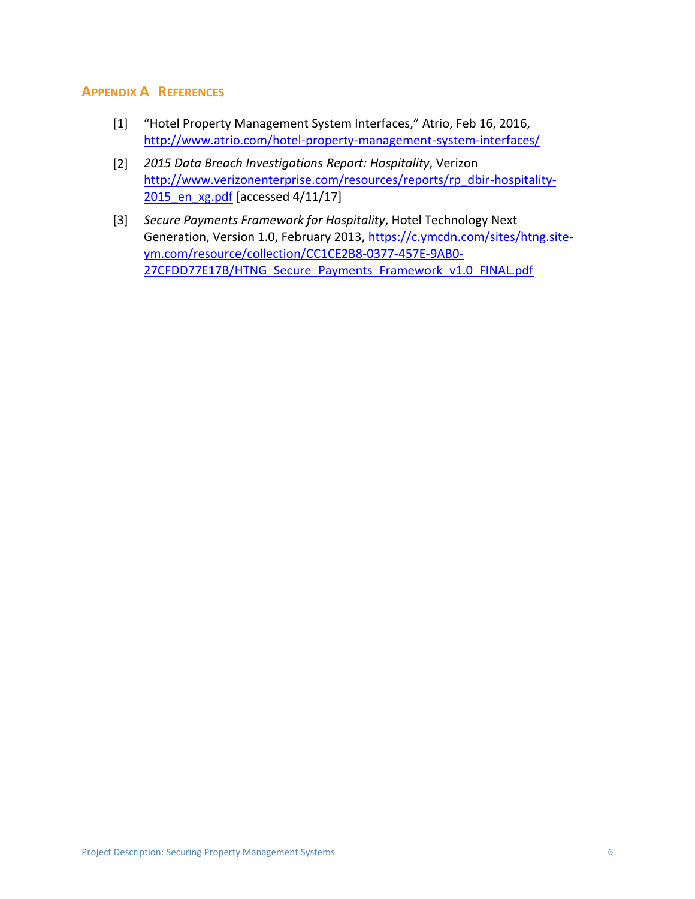## Appendix A References

[1] "Hotel Property Management System Interfaces," Atrio, Feb 16, 2016, http://www.atrio.com/hotel-property-management-system-interfaces/

[2] *2015 Data Breach Investigations Report: Hospitality*, Verizon http://www.verizonenterprise.com/resources/reports/rp_dbir-hospitality-2015_en_xg.pdf [accessed 4/11/17]

[3] *Secure Payments Framework for Hospitality*, Hotel Technology Next Generation, Version 1.0, February 2013, https://c.ymcdn.com/sites/htng.site-ym.com/resource/collection/CC1CE2B8-0377-457E-9AB0-27CFDD77E17B/HTNG_Secure_Payments_Framework_v1.0_FINAL.pdf